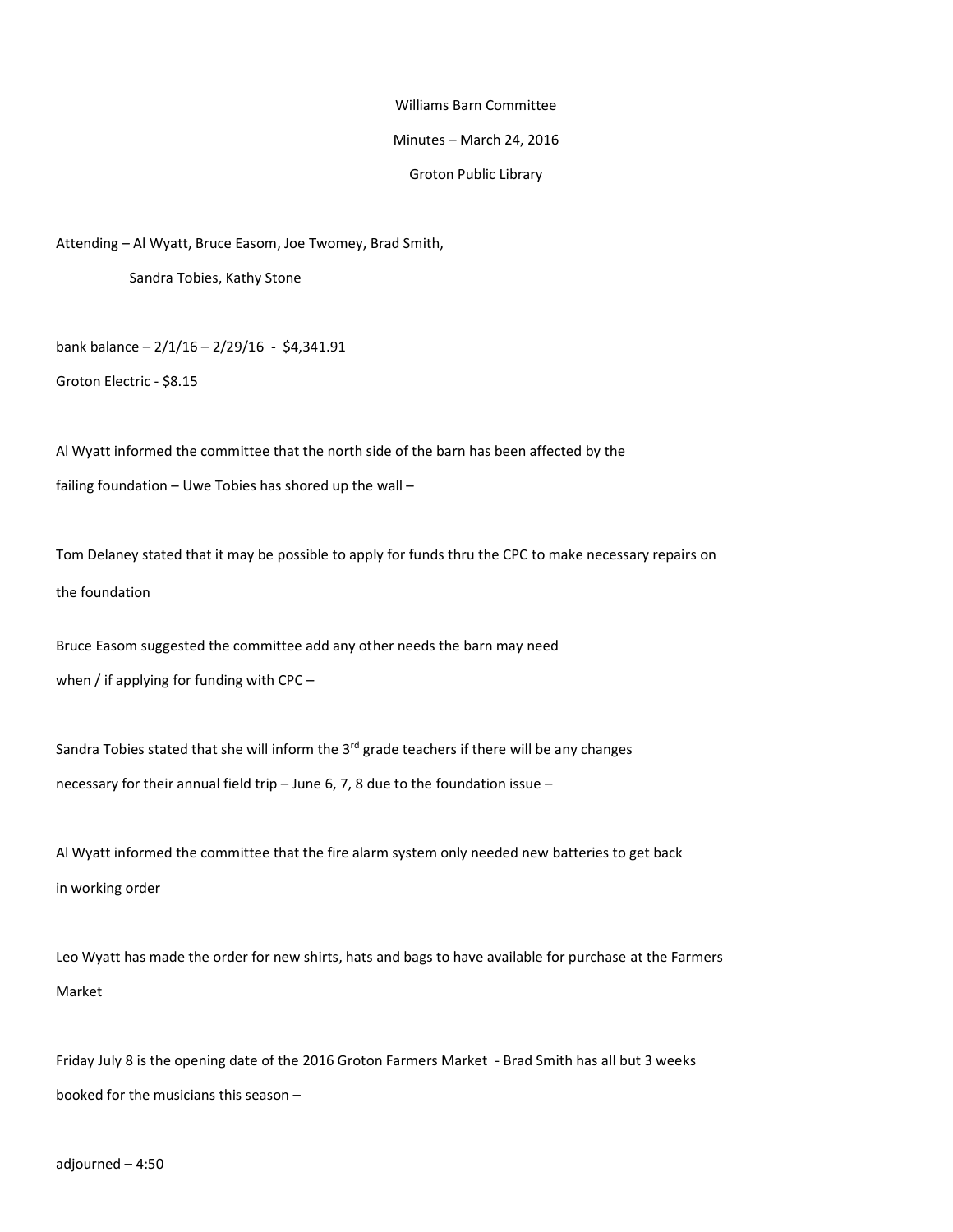Williams Barn Committee

Minutes – March 24, 2016

Groton Public Library

Attending – Al Wyatt, Bruce Easom, Joe Twomey, Brad Smith,
Sandra Tobies, Kathy Stone

bank balance – 2/1/16 – 2/29/16 - $4,341.91

Groton Electric - $8.15

Al Wyatt informed the committee that the north side of the barn has been affected by the failing foundation – Uwe Tobies has shored up the wall –

Tom Delaney stated that it may be possible to apply for funds thru the CPC to make necessary repairs on the foundation

Bruce Easom suggested the committee add any other needs the barn may need when / if applying for funding with CPC –

Sandra Tobies stated that she will inform the 3rd grade teachers if there will be any changes necessary for their annual field trip – June 6, 7, 8 due to the foundation issue –

Al Wyatt informed the committee that the fire alarm system only needed new batteries to get back in working order

Leo Wyatt has made the order for new shirts, hats and bags to have available for purchase at the Farmers Market

Friday July 8 is the opening date of the 2016 Groton Farmers Market - Brad Smith has all but 3 weeks booked for the musicians this season –

adjourned – 4:50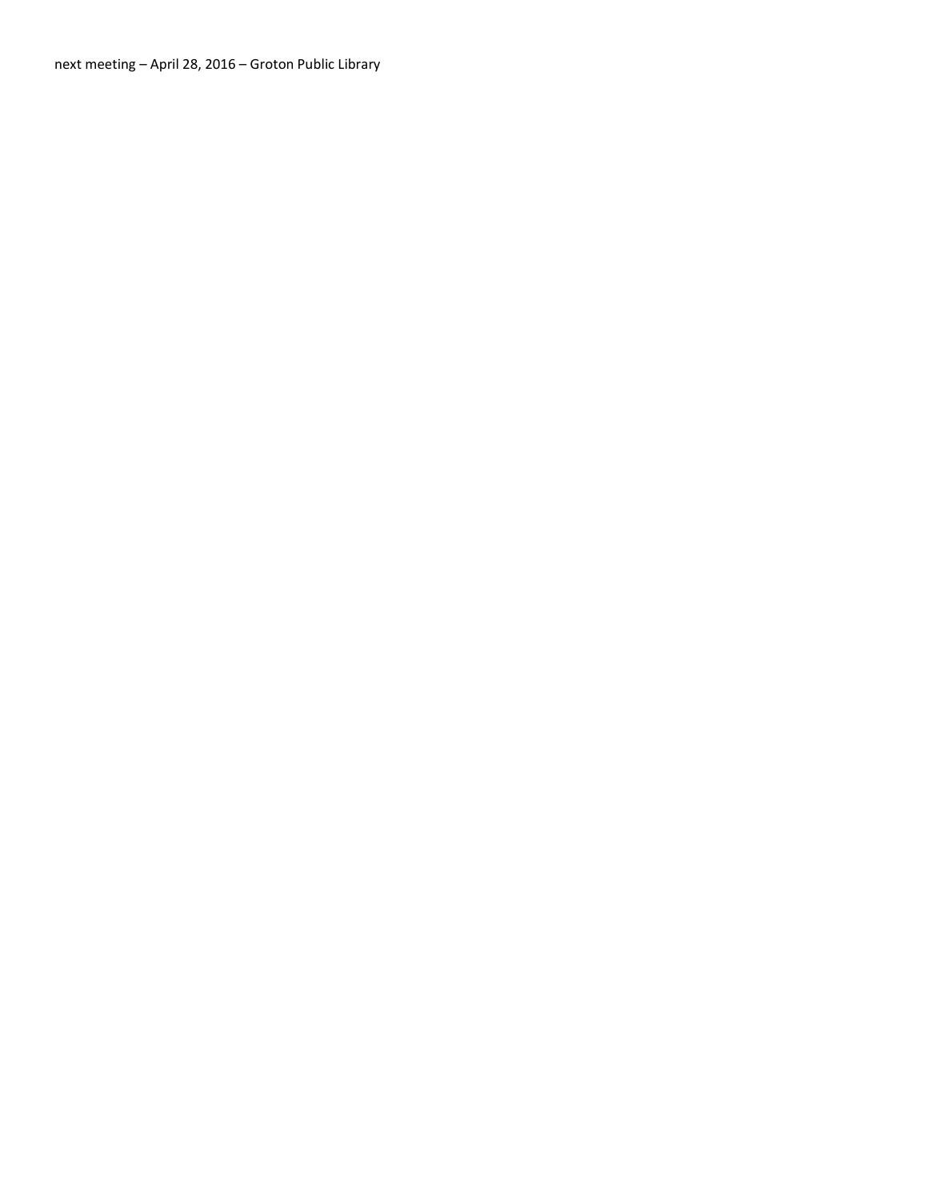next meeting – April 28, 2016 – Groton Public Library